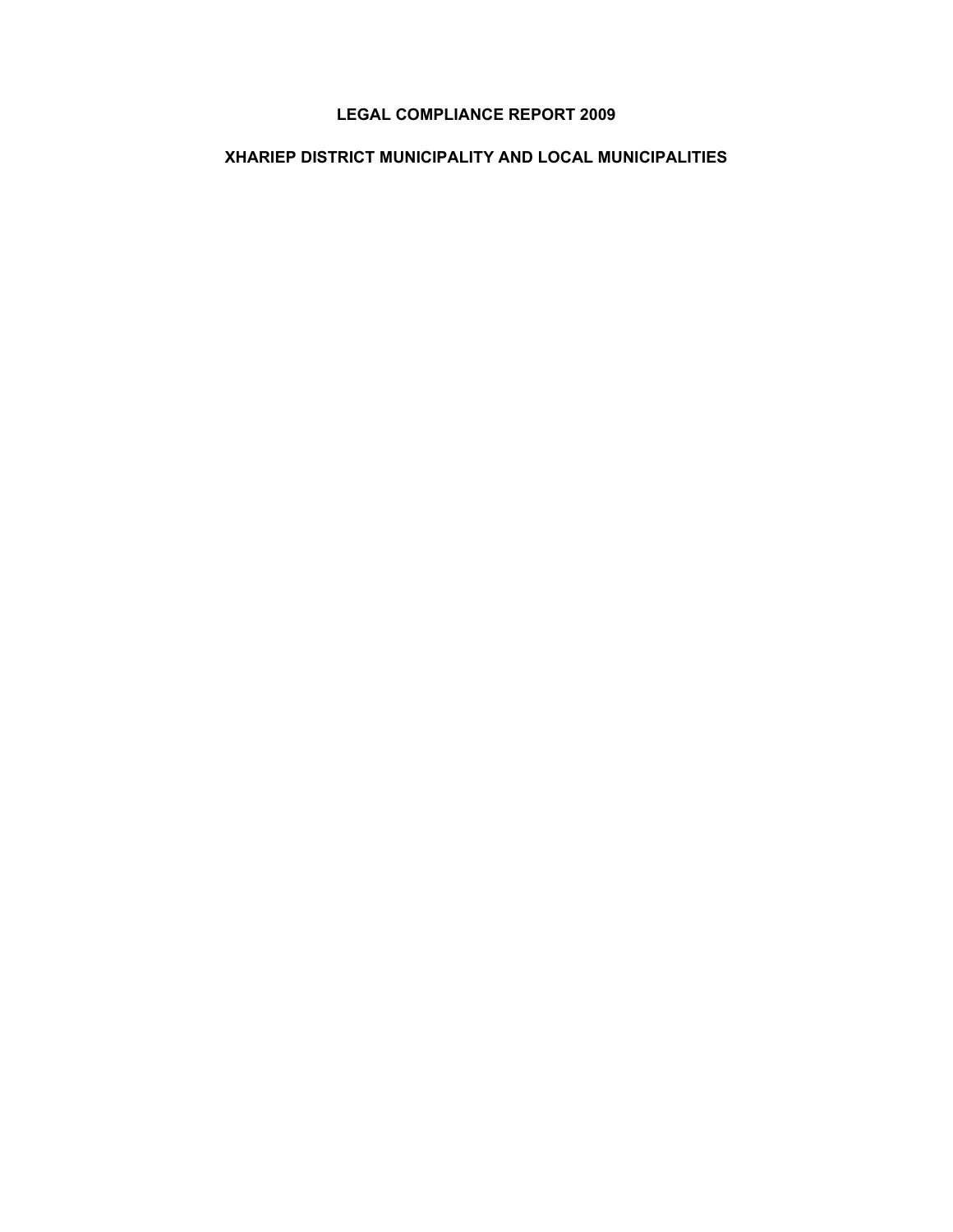# LEGAL COMPLIANCE REPORT 2009

## XHARIEP DISTRICT MUNICIPALITY AND LOCAL MUNICIPALITIES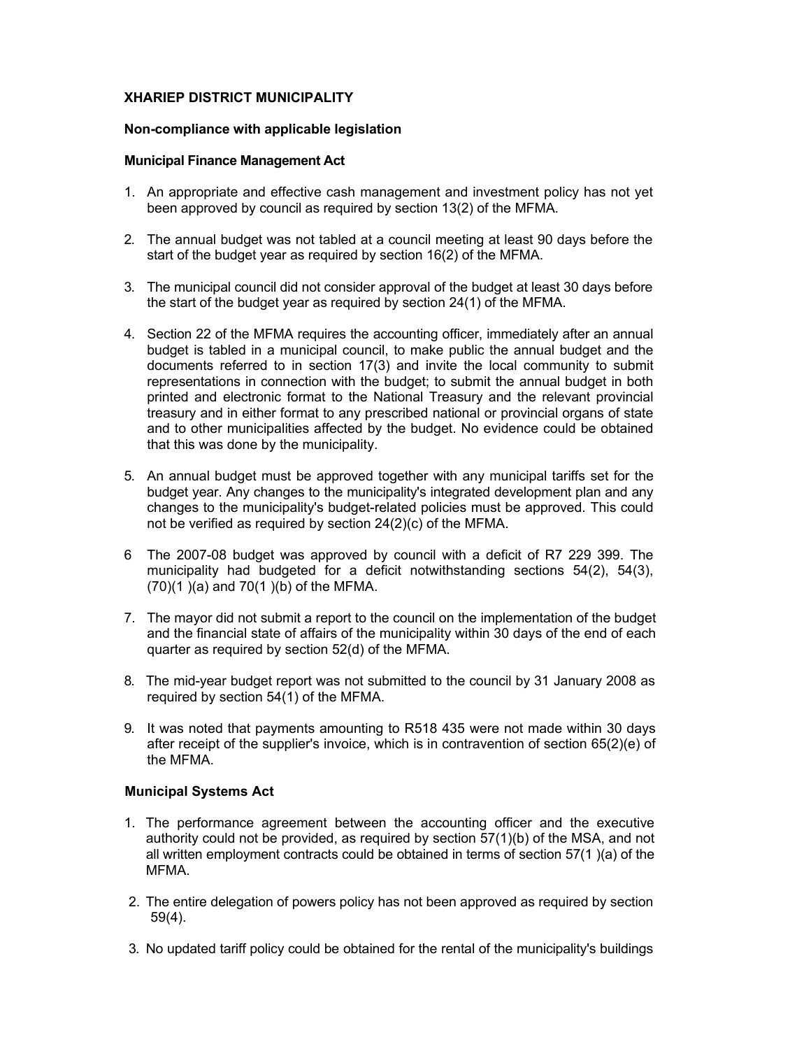**XHARIEP DISTRICT MUNICIPALITY**

**Non-compliance with applicable legislation**

**Municipal Finance Management Act**

1. An appropriate and effective cash management and investment policy has not yet been approved by council as required by section 13(2) of the MFMA.

2. The annual budget was not tabled at a council meeting at least 90 days before the start of the budget year as required by section 16(2) of the MFMA.

3. The municipal council did not consider approval of the budget at least 30 days before the start of the budget year as required by section 24(1) of the MFMA.

4. Section 22 of the MFMA requires the accounting officer, immediately after an annual budget is tabled in a municipal council, to make public the annual budget and the documents referred to in section 17(3) and invite the local community to submit representations in connection with the budget; to submit the annual budget in both printed and electronic format to the National Treasury and the relevant provincial treasury and in either format to any prescribed national or provincial organs of state and to other municipalities affected by the budget. No evidence could be obtained that this was done by the municipality.

5. An annual budget must be approved together with any municipal tariffs set for the budget year. Any changes to the municipality's integrated development plan and any changes to the municipality's budget-related policies must be approved. This could not be verified as required by section 24(2)(c) of the MFMA.

6 The 2007-08 budget was approved by council with a deficit of R7 229 399. The municipality had budgeted for a deficit notwithstanding sections 54(2), 54(3), (70)(1 )(a) and 70(1 )(b) of the MFMA.

7. The mayor did not submit a report to the council on the implementation of the budget and the financial state of affairs of the municipality within 30 days of the end of each quarter as required by section 52(d) of the MFMA.

8. The mid-year budget report was not submitted to the council by 31 January 2008 as required by section 54(1) of the MFMA.

9. It was noted that payments amounting to R518 435 were not made within 30 days after receipt of the supplier's invoice, which is in contravention of section 65(2)(e) of the MFMA.

**Municipal Systems Act**

1. The performance agreement between the accounting officer and the executive authority could not be provided, as required by section 57(1)(b) of the MSA, and not all written employment contracts could be obtained in terms of section 57(1 )(a) of the MFMA.

2. The entire delegation of powers policy has not been approved as required by section 59(4).

3. No updated tariff policy could be obtained for the rental of the municipality's buildings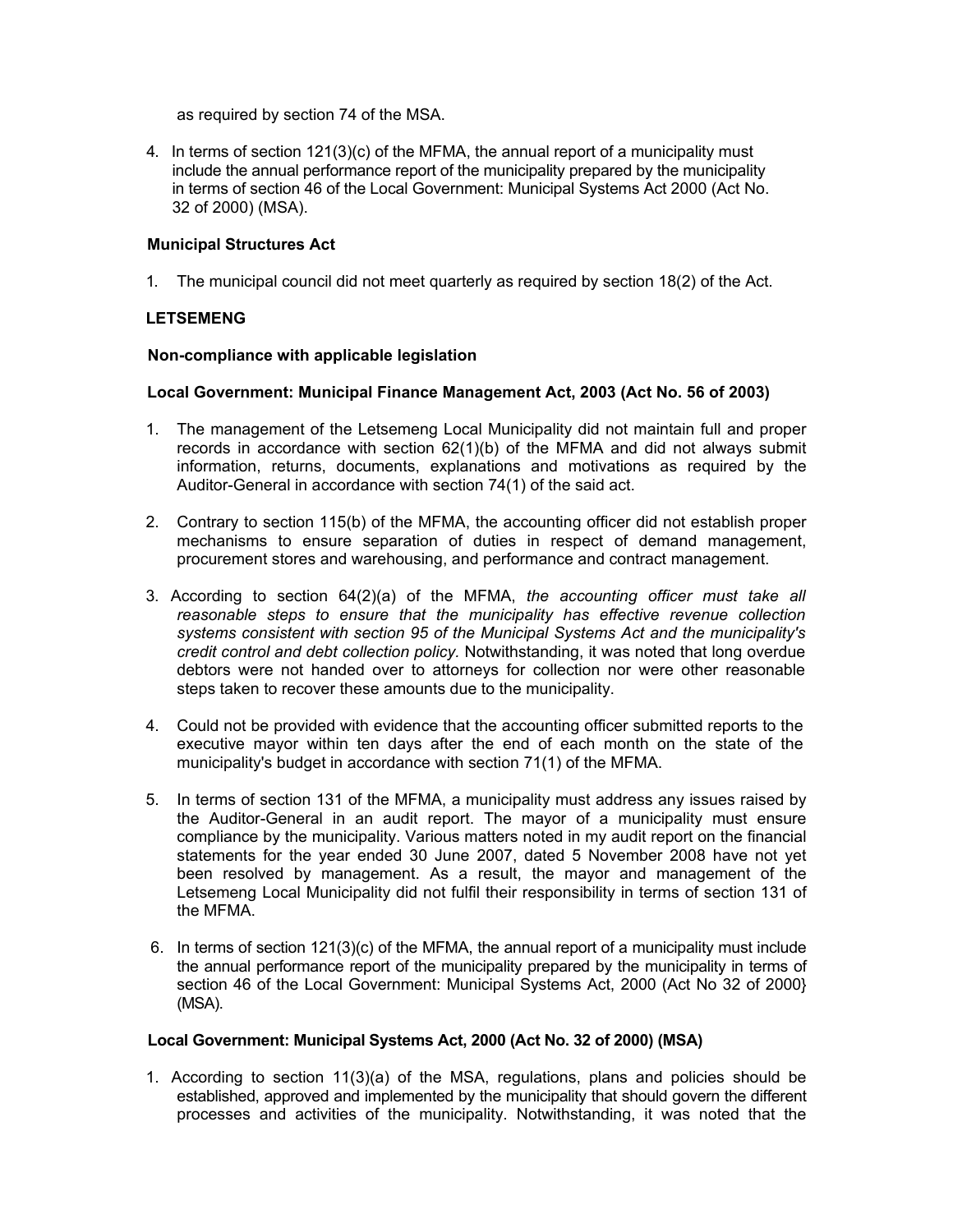as required by section 74 of the MSA.

4. In terms of section 121(3)(c) of the MFMA, the annual report of a municipality must include the annual performance report of the municipality prepared by the municipality in terms of section 46 of the Local Government: Municipal Systems Act 2000 (Act No. 32 of 2000) (MSA).

**Municipal Structures Act**

1. The municipal council did not meet quarterly as required by section 18(2) of the Act.

**LETSEMENG**

**Non-compliance with applicable legislation**

**Local Government: Municipal Finance Management Act, 2003 (Act No. 56 of 2003)**

1. The management of the Letsemeng Local Municipality did not maintain full and proper records in accordance with section 62(1)(b) of the MFMA and did not always submit information, returns, documents, explanations and motivations as required by the Auditor-General in accordance with section 74(1) of the said act.

2. Contrary to section 115(b) of the MFMA, the accounting officer did not establish proper mechanisms to ensure separation of duties in respect of demand management, procurement stores and warehousing, and performance and contract management.

3. According to section 64(2)(a) of the MFMA, *the accounting officer must take all reasonable steps to ensure that the municipality has effective revenue collection systems consistent with section 95 of the Municipal Systems Act and the municipality's credit control and debt collection policy.* Notwithstanding, it was noted that long overdue debtors were not handed over to attorneys for collection nor were other reasonable steps taken to recover these amounts due to the municipality.

4. Could not be provided with evidence that the accounting officer submitted reports to the executive mayor within ten days after the end of each month on the state of the municipality's budget in accordance with section 71(1) of the MFMA.

5. In terms of section 131 of the MFMA, a municipality must address any issues raised by the Auditor-General in an audit report. The mayor of a municipality must ensure compliance by the municipality. Various matters noted in my audit report on the financial statements for the year ended 30 June 2007, dated 5 November 2008 have not yet been resolved by management. As a result, the mayor and management of the Letsemeng Local Municipality did not fulfil their responsibility in terms of section 131 of the MFMA.

6. In terms of section 121(3)(c) of the MFMA, the annual report of a municipality must include the annual performance report of the municipality prepared by the municipality in terms of section 46 of the Local Government: Municipal Systems Act, 2000 (Act No 32 of 2000} (MSA).

**Local Government: Municipal Systems Act, 2000 (Act No. 32 of 2000) (MSA)**

1. According to section 11(3)(a) of the MSA, regulations, plans and policies should be established, approved and implemented by the municipality that should govern the different processes and activities of the municipality. Notwithstanding, it was noted that the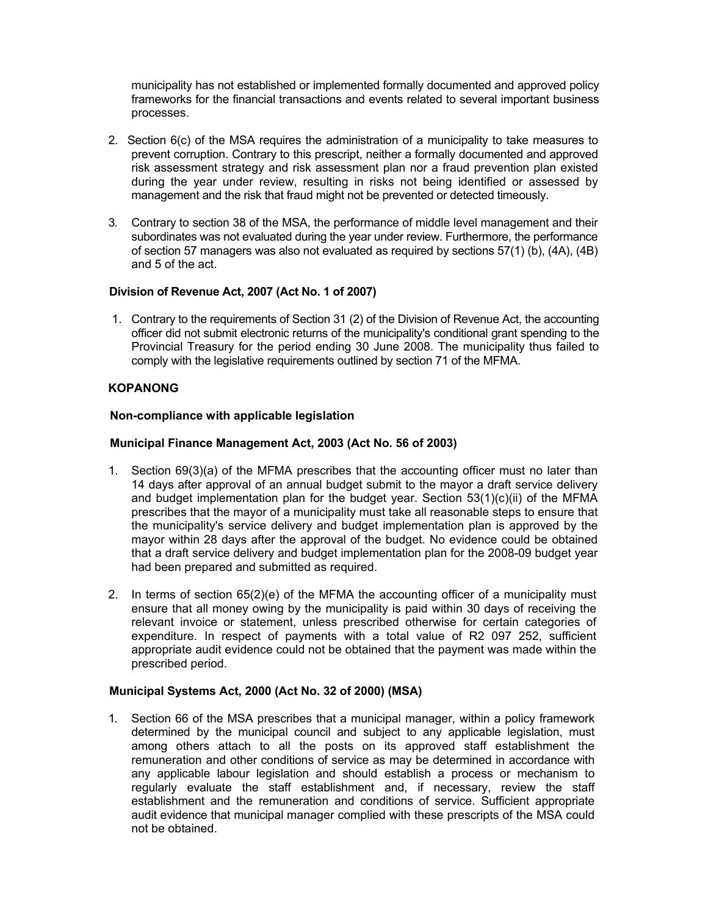municipality has not established or implemented formally documented and approved policy frameworks for the financial transactions and events related to several important business processes.

2. Section 6(c) of the MSA requires the administration of a municipality to take measures to prevent corruption. Contrary to this prescript, neither a formally documented and approved risk assessment strategy and risk assessment plan nor a fraud prevention plan existed during the year under review, resulting in risks not being identified or assessed by management and the risk that fraud might not be prevented or detected timeously.

3. Contrary to section 38 of the MSA, the performance of middle level management and their subordinates was not evaluated during the year under review. Furthermore, the performance of section 57 managers was also not evaluated as required by sections 57(1) (b), (4A), (4B) and 5 of the act.

**Division of Revenue Act, 2007 (Act No. 1 of 2007)**

1. Contrary to the requirements of Section 31 (2) of the Division of Revenue Act, the accounting officer did not submit electronic returns of the municipality's conditional grant spending to the Provincial Treasury for the period ending 30 June 2008. The municipality thus failed to comply with the legislative requirements outlined by section 71 of the MFMA.

**KOPANONG**

**Non-compliance with applicable legislation**

**Municipal Finance Management Act, 2003 (Act No. 56 of 2003)**

1. Section 69(3)(a) of the MFMA prescribes that the accounting officer must no later than 14 days after approval of an annual budget submit to the mayor a draft service delivery and budget implementation plan for the budget year. Section 53(1)(c)(ii) of the MFMA prescribes that the mayor of a municipality must take all reasonable steps to ensure that the municipality's service delivery and budget implementation plan is approved by the mayor within 28 days after the approval of the budget. No evidence could be obtained that a draft service delivery and budget implementation plan for the 2008-09 budget year had been prepared and submitted as required.

2. In terms of section 65(2)(e) of the MFMA the accounting officer of a municipality must ensure that all money owing by the municipality is paid within 30 days of receiving the relevant invoice or statement, unless prescribed otherwise for certain categories of expenditure. In respect of payments with a total value of R2 097 252, sufficient appropriate audit evidence could not be obtained that the payment was made within the prescribed period.

**Municipal Systems Act, 2000 (Act No. 32 of 2000) (MSA)**

1. Section 66 of the MSA prescribes that a municipal manager, within a policy framework determined by the municipal council and subject to any applicable legislation, must among others attach to all the posts on its approved staff establishment the remuneration and other conditions of service as may be determined in accordance with any applicable labour legislation and should establish a process or mechanism to regularly evaluate the staff establishment and, if necessary, review the staff establishment and the remuneration and conditions of service. Sufficient appropriate audit evidence that municipal manager complied with these prescripts of the MSA could not be obtained.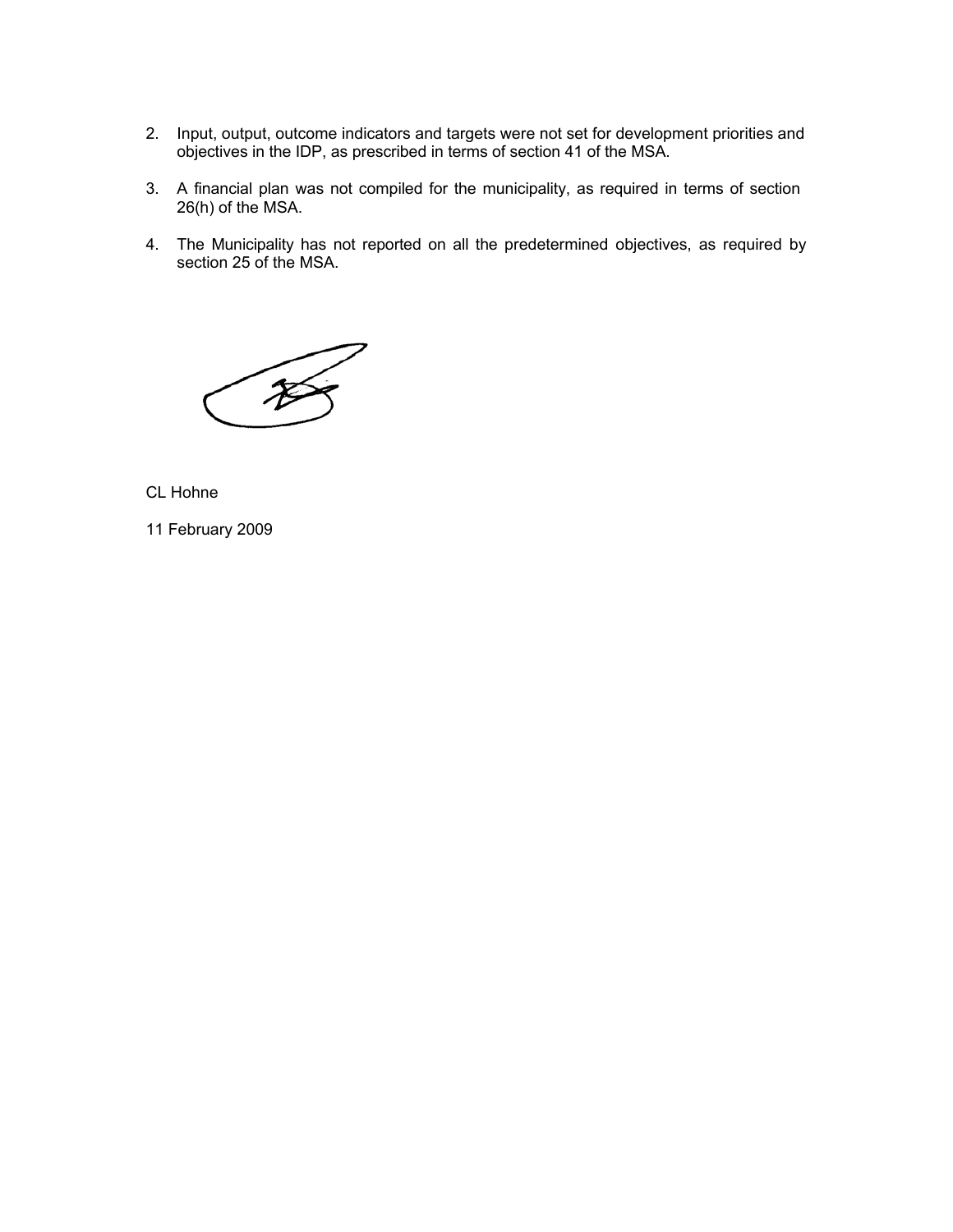2. Input, output, outcome indicators and targets were not set for development priorities and objectives in the IDP, as prescribed in terms of section 41 of the MSA.

3. A financial plan was not compiled for the municipality, as required in terms of section 26(h) of the MSA.

4. The Municipality has not reported on all the predetermined objectives, as required by section 25 of the MSA.

CL Hohne

11 February 2009